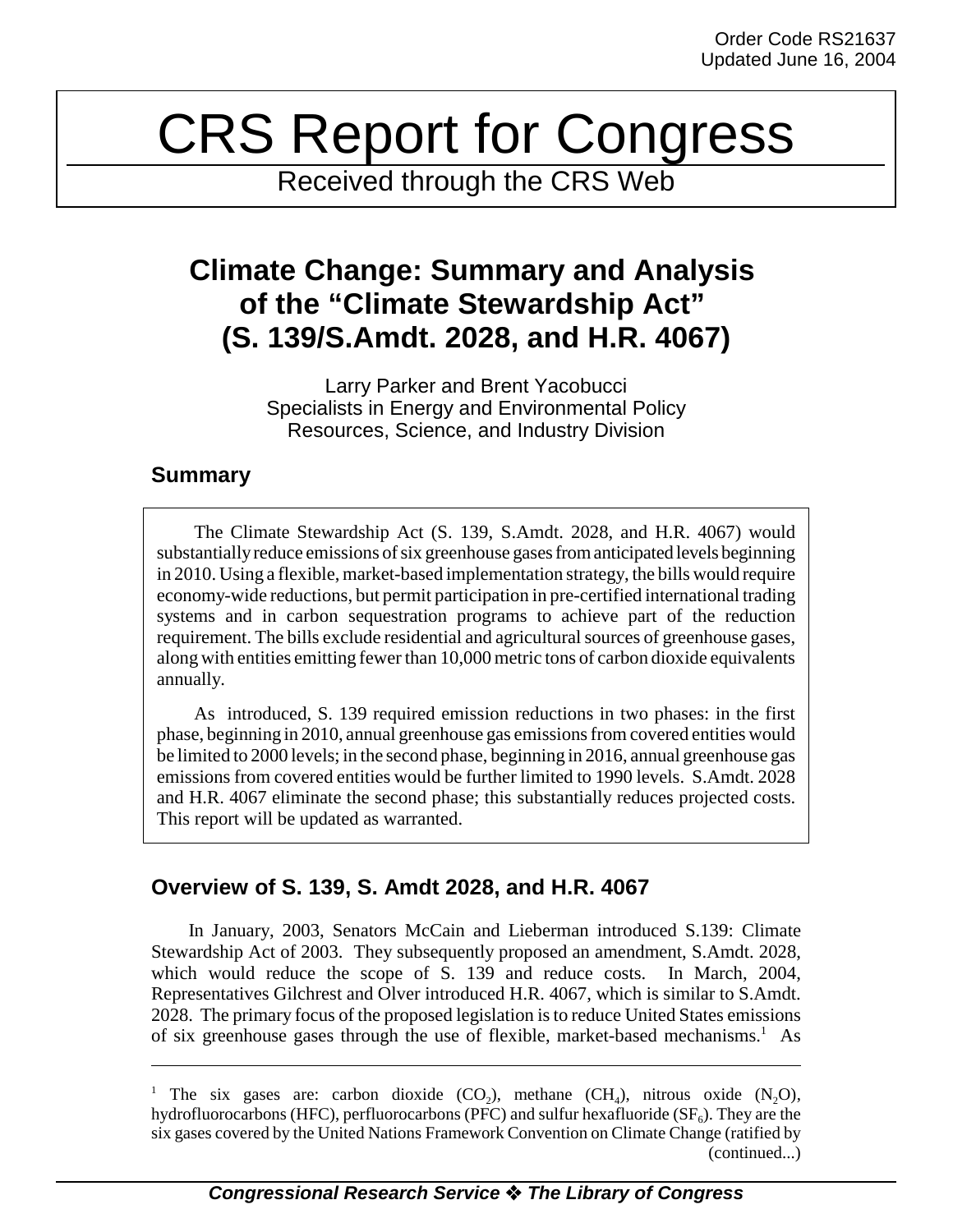Order Code RS21637
Updated June 16, 2004

# CRS Report for Congress

Received through the CRS Web

## Climate Change: Summary and Analysis of the "Climate Stewardship Act" (S. 139/S.Amdt. 2028, and H.R. 4067)

Larry Parker and Brent Yacobucci
Specialists in Energy and Environmental Policy
Resources, Science, and Industry Division

### Summary

The Climate Stewardship Act (S. 139, S.Amdt. 2028, and H.R. 4067) would substantially reduce emissions of six greenhouse gases from anticipated levels beginning in 2010. Using a flexible, market-based implementation strategy, the bills would require economy-wide reductions, but permit participation in pre-certified international trading systems and in carbon sequestration programs to achieve part of the reduction requirement. The bills exclude residential and agricultural sources of greenhouse gases, along with entities emitting fewer than 10,000 metric tons of carbon dioxide equivalents annually.

As introduced, S. 139 required emission reductions in two phases: in the first phase, beginning in 2010, annual greenhouse gas emissions from covered entities would be limited to 2000 levels; in the second phase, beginning in 2016, annual greenhouse gas emissions from covered entities would be further limited to 1990 levels. S.Amdt. 2028 and H.R. 4067 eliminate the second phase; this substantially reduces projected costs. This report will be updated as warranted.

### Overview of S. 139, S. Amdt 2028, and H.R. 4067

In January, 2003, Senators McCain and Lieberman introduced S.139: Climate Stewardship Act of 2003. They subsequently proposed an amendment, S.Amdt. 2028, which would reduce the scope of S. 139 and reduce costs. In March, 2004, Representatives Gilchrest and Olver introduced H.R. 4067, which is similar to S.Amdt. 2028. The primary focus of the proposed legislation is to reduce United States emissions of six greenhouse gases through the use of flexible, market-based mechanisms.[1] As

---

[1] The six gases are: carbon dioxide ($CO_2$), methane ($CH_4$), nitrous oxide ($N_2O$), hydrofluorocarbons (HFC), perfluorocarbons (PFC) and sulfur hexafluoride ($SF_6$). They are the six gases covered by the United Nations Framework Convention on Climate Change (ratified by (continued...)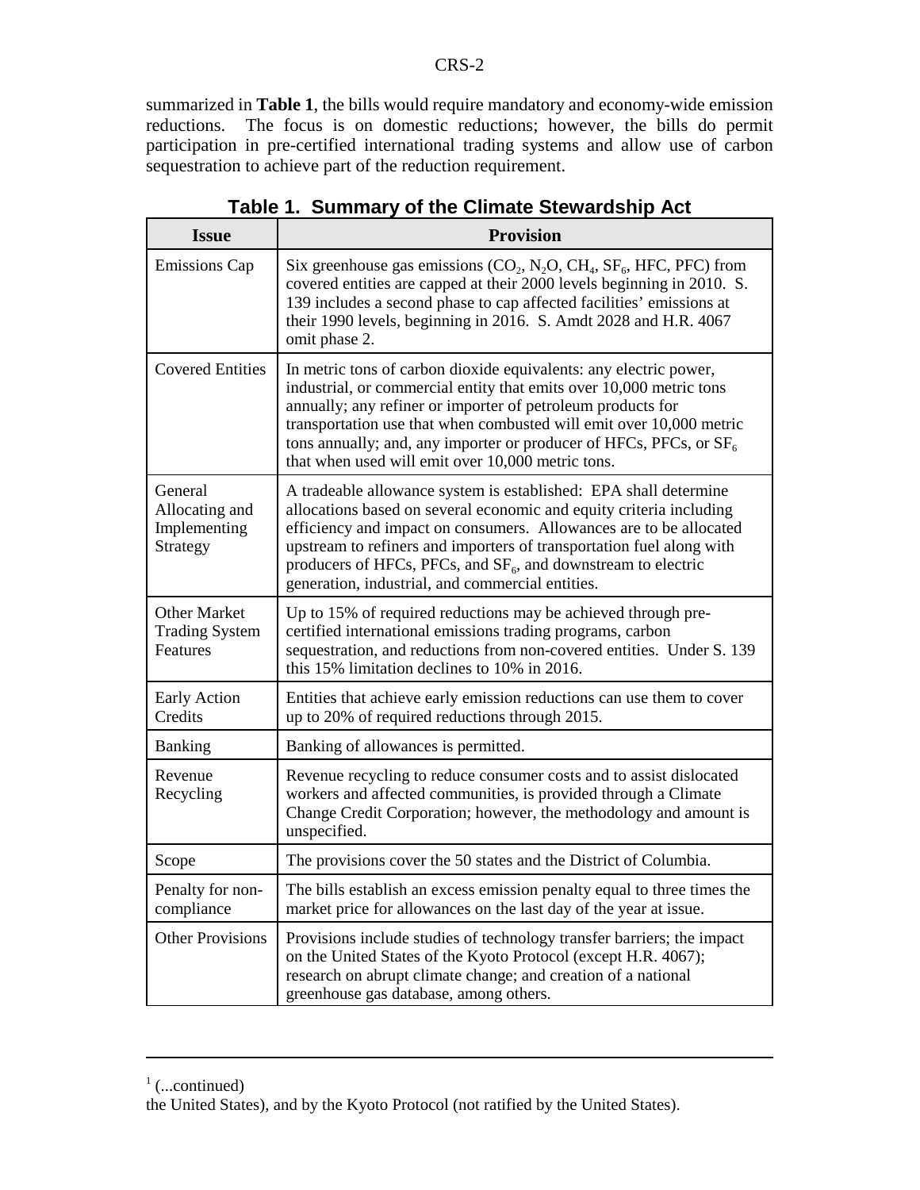summarized in **Table 1**, the bills would require mandatory and economy-wide emission reductions. The focus is on domestic reductions; however, the bills do permit participation in pre-certified international trading systems and allow use of carbon sequestration to achieve part of the reduction requirement.

**Table 1. Summary of the Climate Stewardship Act**

| Issue | Provision |
|---|---|
| Emissions Cap | Six greenhouse gas emissions ($CO_2$, $N_2O$, $CH_4$, $SF_6$, HFC, PFC) from covered entities are capped at their 2000 levels beginning in 2010. S. 139 includes a second phase to cap affected facilities' emissions at their 1990 levels, beginning in 2016. S. Amdt 2028 and H.R. 4067 omit phase 2. |
| Covered Entities | In metric tons of carbon dioxide equivalents: any electric power, industrial, or commercial entity that emits over 10,000 metric tons annually; any refiner or importer of petroleum products for transportation use that when combusted will emit over 10,000 metric tons annually; and, any importer or producer of HFCs, PFCs, or $SF_6$ that when used will emit over 10,000 metric tons. |
| General Allocating and Implementing Strategy | A tradeable allowance system is established: EPA shall determine allocations based on several economic and equity criteria including efficiency and impact on consumers. Allowances are to be allocated upstream to refiners and importers of transportation fuel along with producers of HFCs, PFCs, and $SF_6$, and downstream to electric generation, industrial, and commercial entities. |
| Other Market Trading System Features | Up to 15% of required reductions may be achieved through pre-certified international emissions trading programs, carbon sequestration, and reductions from non-covered entities. Under S. 139 this 15% limitation declines to 10% in 2016. |
| Early Action Credits | Entities that achieve early emission reductions can use them to cover up to 20% of required reductions through 2015. |
| Banking | Banking of allowances is permitted. |
| Revenue Recycling | Revenue recycling to reduce consumer costs and to assist dislocated workers and affected communities, is provided through a Climate Change Credit Corporation; however, the methodology and amount is unspecified. |
| Scope | The provisions cover the 50 states and the District of Columbia. |
| Penalty for non-compliance | The bills establish an excess emission penalty equal to three times the market price for allowances on the last day of the year at issue. |
| Other Provisions | Provisions include studies of technology transfer barriers; the impact on the United States of the Kyoto Protocol (except H.R. 4067); research on abrupt climate change; and creation of a national greenhouse gas database, among others. |

---

[1] (...continued)
the United States), and by the Kyoto Protocol (not ratified by the United States).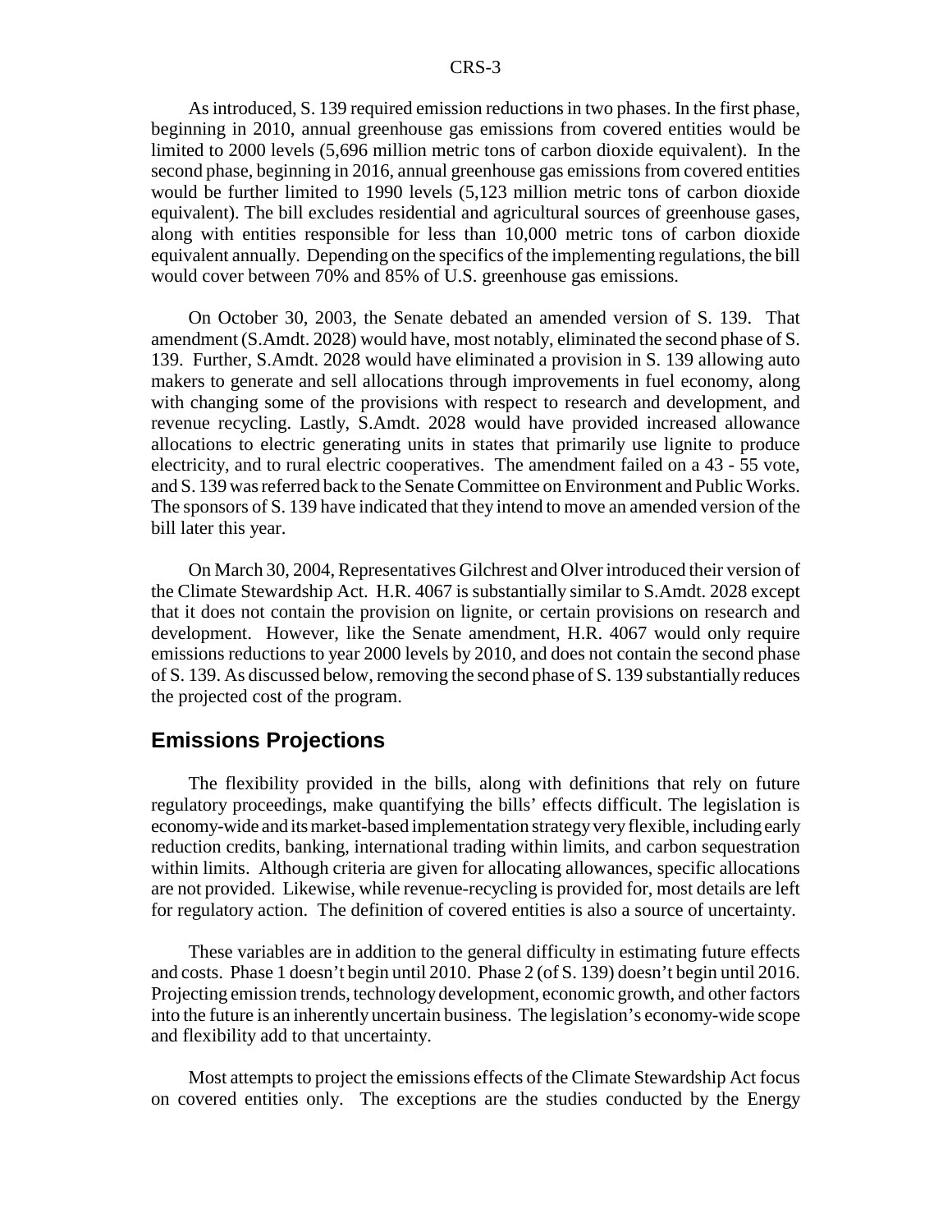As introduced, S. 139 required emission reductions in two phases. In the first phase, beginning in 2010, annual greenhouse gas emissions from covered entities would be limited to 2000 levels (5,696 million metric tons of carbon dioxide equivalent). In the second phase, beginning in 2016, annual greenhouse gas emissions from covered entities would be further limited to 1990 levels (5,123 million metric tons of carbon dioxide equivalent). The bill excludes residential and agricultural sources of greenhouse gases, along with entities responsible for less than 10,000 metric tons of carbon dioxide equivalent annually. Depending on the specifics of the implementing regulations, the bill would cover between 70% and 85% of U.S. greenhouse gas emissions.

On October 30, 2003, the Senate debated an amended version of S. 139. That amendment (S.Amdt. 2028) would have, most notably, eliminated the second phase of S. 139. Further, S.Amdt. 2028 would have eliminated a provision in S. 139 allowing auto makers to generate and sell allocations through improvements in fuel economy, along with changing some of the provisions with respect to research and development, and revenue recycling. Lastly, S.Amdt. 2028 would have provided increased allowance allocations to electric generating units in states that primarily use lignite to produce electricity, and to rural electric cooperatives. The amendment failed on a 43 - 55 vote, and S. 139 was referred back to the Senate Committee on Environment and Public Works. The sponsors of S. 139 have indicated that they intend to move an amended version of the bill later this year.

On March 30, 2004, Representatives Gilchrest and Olver introduced their version of the Climate Stewardship Act. H.R. 4067 is substantially similar to S.Amdt. 2028 except that it does not contain the provision on lignite, or certain provisions on research and development. However, like the Senate amendment, H.R. 4067 would only require emissions reductions to year 2000 levels by 2010, and does not contain the second phase of S. 139. As discussed below, removing the second phase of S. 139 substantially reduces the projected cost of the program.

## Emissions Projections

The flexibility provided in the bills, along with definitions that rely on future regulatory proceedings, make quantifying the bills' effects difficult. The legislation is economy-wide and its market-based implementation strategy very flexible, including early reduction credits, banking, international trading within limits, and carbon sequestration within limits. Although criteria are given for allocating allowances, specific allocations are not provided. Likewise, while revenue-recycling is provided for, most details are left for regulatory action. The definition of covered entities is also a source of uncertainty.

These variables are in addition to the general difficulty in estimating future effects and costs. Phase 1 doesn't begin until 2010. Phase 2 (of S. 139) doesn't begin until 2016. Projecting emission trends, technology development, economic growth, and other factors into the future is an inherently uncertain business. The legislation's economy-wide scope and flexibility add to that uncertainty.

Most attempts to project the emissions effects of the Climate Stewardship Act focus on covered entities only. The exceptions are the studies conducted by the Energy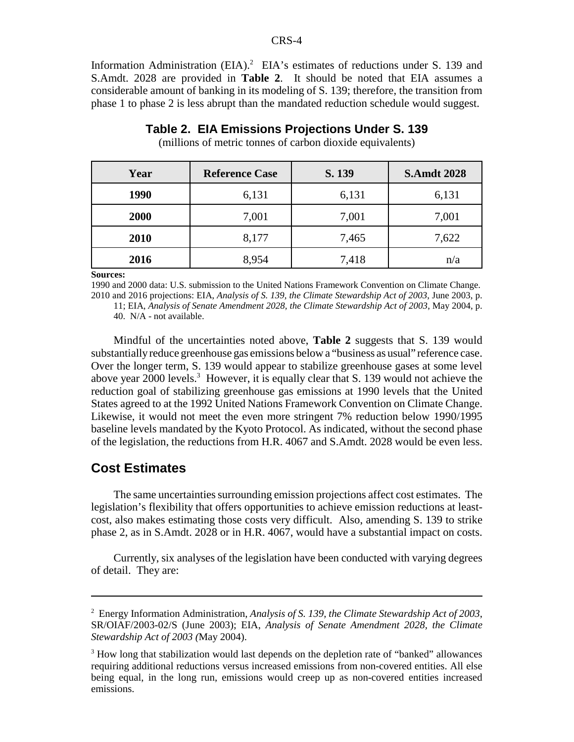Information Administration (EIA).[2] EIA's estimates of reductions under S. 139 and S.Amdt. 2028 are provided in **Table 2**. It should be noted that EIA assumes a considerable amount of banking in its modeling of S. 139; therefore, the transition from phase 1 to phase 2 is less abrupt than the mandated reduction schedule would suggest.

### Table 2. EIA Emissions Projections Under S. 139

(millions of metric tonnes of carbon dioxide equivalents)

| Year | Reference Case | S. 139 | S.Amdt 2028 |
|---|---|---|---|
| **1990** | 6,131 | 6,131 | 6,131 |
| **2000** | 7,001 | 7,001 | 7,001 |
| **2010** | 8,177 | 7,465 | 7,622 |
| **2016** | 8,954 | 7,418 | n/a |

**Sources:**

1990 and 2000 data: U.S. submission to the United Nations Framework Convention on Climate Change.

2010 and 2016 projections: EIA, *Analysis of S. 139, the Climate Stewardship Act of 2003*, June 2003, p. 11; EIA, *Analysis of Senate Amendment 2028, the Climate Stewardship Act of 2003*, May 2004, p. 40. N/A - not available.

Mindful of the uncertainties noted above, **Table 2** suggests that S. 139 would substantially reduce greenhouse gas emissions below a "business as usual" reference case. Over the longer term, S. 139 would appear to stabilize greenhouse gases at some level above year 2000 levels.[3] However, it is equally clear that S. 139 would not achieve the reduction goal of stabilizing greenhouse gas emissions at 1990 levels that the United States agreed to at the 1992 United Nations Framework Convention on Climate Change. Likewise, it would not meet the even more stringent 7% reduction below 1990/1995 baseline levels mandated by the Kyoto Protocol. As indicated, without the second phase of the legislation, the reductions from H.R. 4067 and S.Amdt. 2028 would be even less.

## Cost Estimates

The same uncertainties surrounding emission projections affect cost estimates. The legislation's flexibility that offers opportunities to achieve emission reductions at least-cost, also makes estimating those costs very difficult. Also, amending S. 139 to strike phase 2, as in S.Amdt. 2028 or in H.R. 4067, would have a substantial impact on costs.

Currently, six analyses of the legislation have been conducted with varying degrees of detail. They are:

---

[2] Energy Information Administration, *Analysis of S. 139, the Climate Stewardship Act of 2003*, SR/OIAF/2003-02/S (June 2003); EIA, *Analysis of Senate Amendment 2028, the Climate Stewardship Act of 2003 (*May 2004).

[3] How long that stabilization would last depends on the depletion rate of "banked" allowances requiring additional reductions versus increased emissions from non-covered entities. All else being equal, in the long run, emissions would creep up as non-covered entities increased emissions.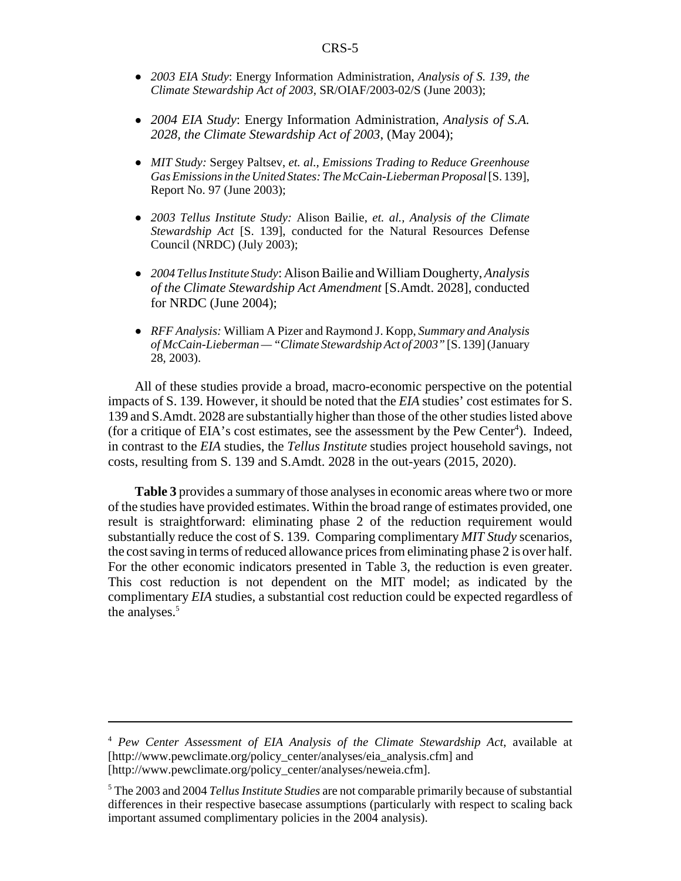- *2003 EIA Study*: Energy Information Administration, *Analysis of S. 139, the Climate Stewardship Act of 2003*, SR/OIAF/2003-02/S (June 2003);

- *2004 EIA Study*: Energy Information Administration, *Analysis of S.A. 2028, the Climate Stewardship Act of 2003*, (May 2004);

- *MIT Study:* Sergey Paltsev, *et. al., Emissions Trading to Reduce Greenhouse Gas Emissions in the United States: The McCain-Lieberman Proposal* [S. 139], Report No. 97 (June 2003);

- *2003 Tellus Institute Study:* Alison Bailie, *et. al., Analysis of the Climate Stewardship Act* [S. 139], conducted for the Natural Resources Defense Council (NRDC) (July 2003);

- *2004 Tellus Institute Study*: Alison Bailie and William Dougherty, *Analysis of the Climate Stewardship Act Amendment* [S.Amdt. 2028], conducted for NRDC (June 2004);

- *RFF Analysis:* William A Pizer and Raymond J. Kopp, *Summary and Analysis of McCain-Lieberman — "Climate Stewardship Act of 2003"* [S. 139] (January 28, 2003).

All of these studies provide a broad, macro-economic perspective on the potential impacts of S. 139. However, it should be noted that the *EIA* studies' cost estimates for S. 139 and S.Amdt. 2028 are substantially higher than those of the other studies listed above (for a critique of EIA's cost estimates, see the assessment by the Pew Center[4]). Indeed, in contrast to the *EIA* studies, the *Tellus Institute* studies project household savings, not costs, resulting from S. 139 and S.Amdt. 2028 in the out-years (2015, 2020).

**Table 3** provides a summary of those analyses in economic areas where two or more of the studies have provided estimates. Within the broad range of estimates provided, one result is straightforward: eliminating phase 2 of the reduction requirement would substantially reduce the cost of S. 139. Comparing complimentary *MIT Study* scenarios, the cost saving in terms of reduced allowance prices from eliminating phase 2 is over half. For the other economic indicators presented in Table 3, the reduction is even greater. This cost reduction is not dependent on the MIT model; as indicated by the complimentary *EIA* studies, a substantial cost reduction could be expected regardless of the analyses.[5]

---

[4] *Pew Center Assessment of EIA Analysis of the Climate Stewardship Act*, available at [http://www.pewclimate.org/policy_center/analyses/eia_analysis.cfm] and [http://www.pewclimate.org/policy_center/analyses/neweia.cfm].

[5] The 2003 and 2004 *Tellus Institute Studies* are not comparable primarily because of substantial differences in their respective basecase assumptions (particularly with respect to scaling back important assumed complimentary policies in the 2004 analysis).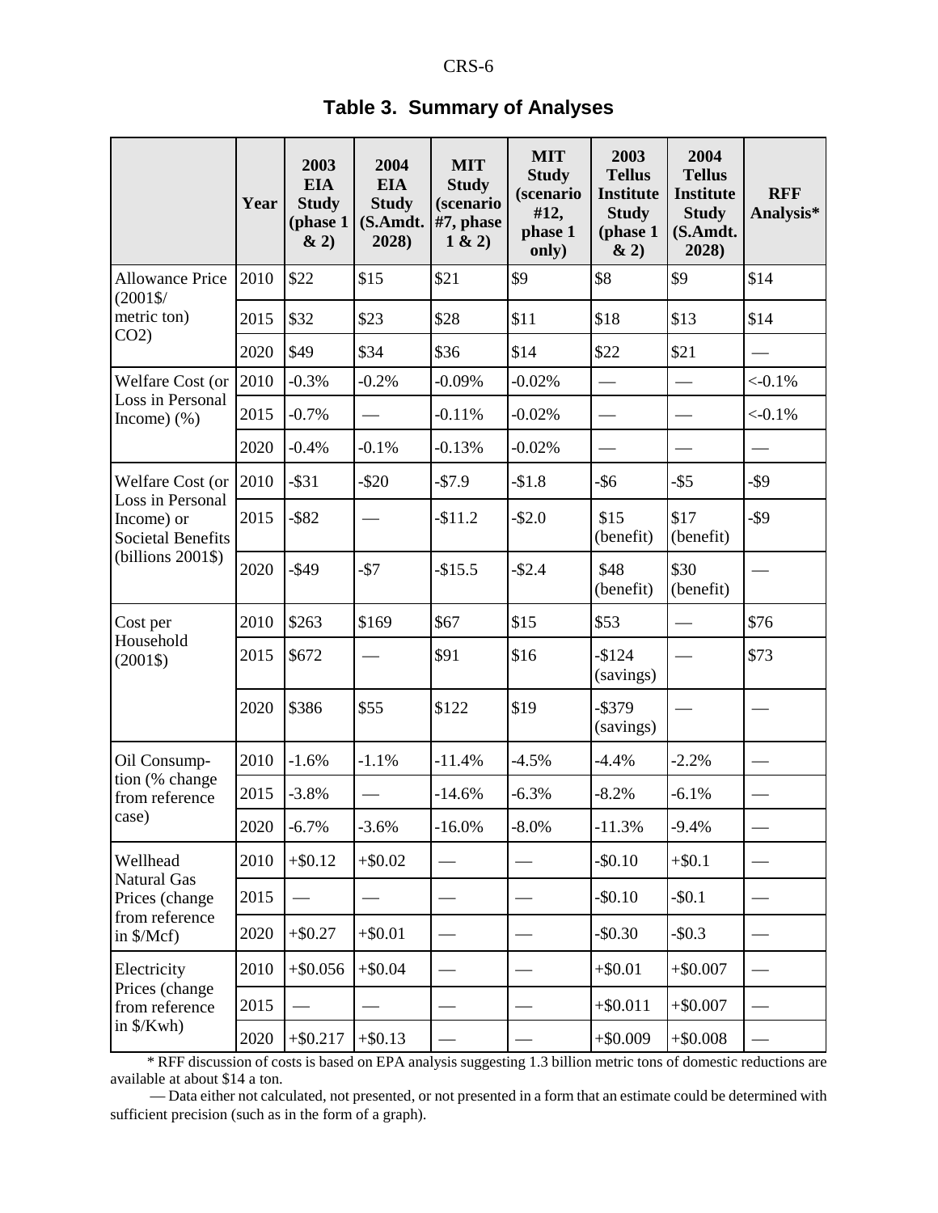## Table 3. Summary of Analyses

| | Year | 2003 EIA Study (phase 1 & 2) | 2004 EIA Study (S.Amdt. 2028) | MIT Study (scenario #7, phase 1 & 2) | MIT Study (scenario #12, phase 1 only) | 2003 Tellus Institute Study (phase 1 & 2) | 2004 Tellus Institute Study (S.Amdt. 2028) | RFF Analysis* |
|---|---|---|---|---|---|---|---|---|
| Allowance Price (2001$/ metric ton) CO2) | 2010 | $22 | $15 | $21 | $9 | $8 | $9 | $14 |
| | 2015 | $32 | $23 | $28 | $11 | $18 | $13 | $14 |
| | 2020 | $49 | $34 | $36 | $14 | $22 | $21 | — |
| Welfare Cost (or Loss in Personal Income) (%) | 2010 | -0.3% | -0.2% | -0.09% | -0.02% | — | — | <-0.1% |
| | 2015 | -0.7% | — | -0.11% | -0.02% | — | — | <-0.1% |
| | 2020 | -0.4% | -0.1% | -0.13% | -0.02% | — | — | — |
| Welfare Cost (or Loss in Personal Income) or Societal Benefits (billions 2001$) | 2010 | -$31 | -$20 | -$7.9 | -$1.8 | -$6 | -$5 | -$9 |
| | 2015 | -$82 | — | -$11.2 | -$2.0 | $15 (benefit) | $17 (benefit) | -$9 |
| | 2020 | -$49 | -$7 | -$15.5 | -$2.4 | $48 (benefit) | $30 (benefit) | — |
| Cost per Household (2001$) | 2010 | $263 | $169 | $67 | $15 | $53 | — | $76 |
| | 2015 | $672 | — | $91 | $16 | -$124 (savings) | — | $73 |
| | 2020 | $386 | $55 | $122 | $19 | -$379 (savings) | — | — |
| Oil Consumption (% change from reference case) | 2010 | -1.6% | -1.1% | -11.4% | -4.5% | -4.4% | -2.2% | — |
| | 2015 | -3.8% | — | -14.6% | -6.3% | -8.2% | -6.1% | — |
| | 2020 | -6.7% | -3.6% | -16.0% | -8.0% | -11.3% | -9.4% | — |
| Wellhead Natural Gas Prices (change from reference in $/Mcf) | 2010 | +$0.12 | +$0.02 | — | — | -$0.10 | +$0.1 | — |
| | 2015 | — | — | — | — | -$0.10 | -$0.1 | — |
| | 2020 | +$0.27 | +$0.01 | — | — | -$0.30 | -$0.3 | — |
| Electricity Prices (change from reference in $/Kwh) | 2010 | +$0.056 | +$0.04 | — | — | +$0.01 | +$0.007 | — |
| | 2015 | — | — | — | — | +$0.011 | +$0.007 | — |
| | 2020 | +$0.217 | +$0.13 | — | — | +$0.009 | +$0.008 | — |

* RFF discussion of costs is based on EPA analysis suggesting 1.3 billion metric tons of domestic reductions are available at about $14 a ton.

— Data either not calculated, not presented, or not presented in a form that an estimate could be determined with sufficient precision (such as in the form of a graph).